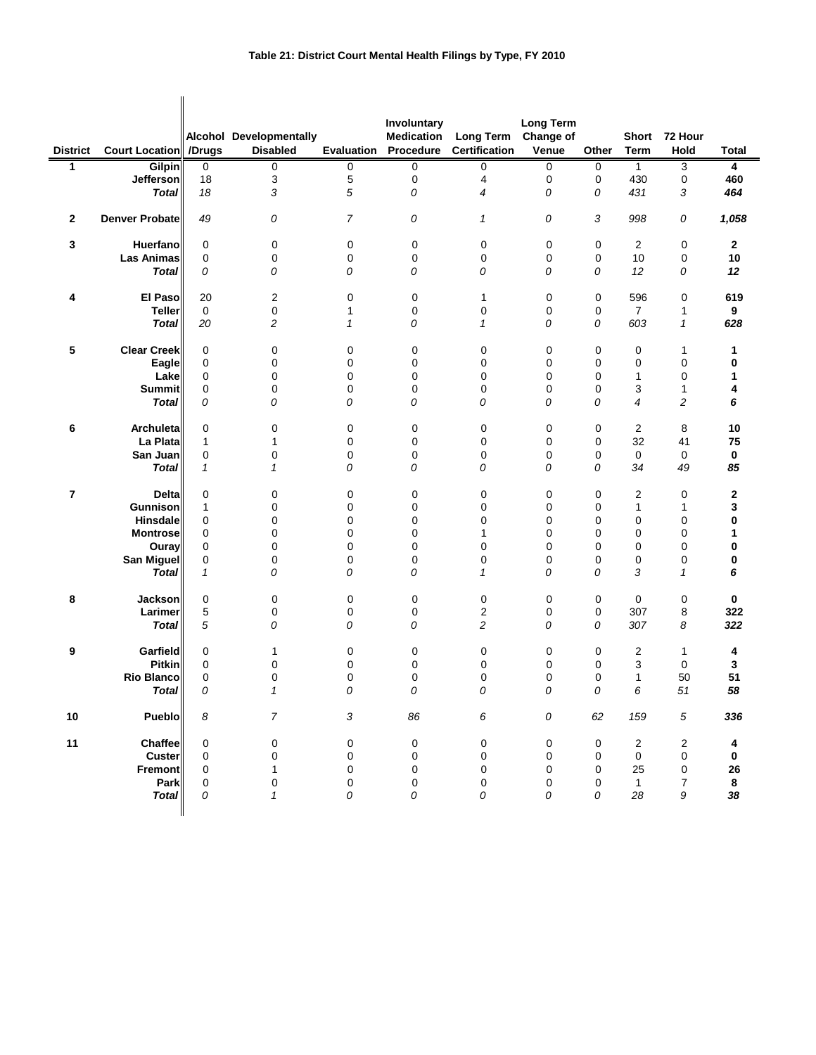**Table 21: District Court Mental Health Filings by Type, FY 2010**

| District | Court Location | Alcohol /Drugs | Developmentally Disabled | Evaluation | Involuntary Medication Procedure | Long Term Certification | Long Term Change of Venue | Other | Short Term | 72 Hour Hold | Total |
|---|---|---|---|---|---|---|---|---|---|---|---|
| 1 | Gilpin | 0 | 0 | 0 | 0 | 0 | 0 | 0 | 1 | 3 | **4** |
| | Jefferson | 18 | 3 | 5 | 0 | 4 | 0 | 0 | 430 | 0 | **460** |
| | ***Total*** | *18* | *3* | *5* | *0* | *4* | *0* | *0* | *431* | *3* | ***464*** |
| 2 | Denver Probate | *49* | *0* | *7* | *0* | *1* | *0* | *3* | *998* | *0* | ***1,058*** |
| 3 | Huerfano | 0 | 0 | 0 | 0 | 0 | 0 | 0 | 2 | 0 | **2** |
| | Las Animas | 0 | 0 | 0 | 0 | 0 | 0 | 0 | 10 | 0 | **10** |
| | ***Total*** | *0* | *0* | *0* | *0* | *0* | *0* | *0* | *12* | *0* | ***12*** |
| 4 | El Paso | 20 | 2 | 0 | 0 | 1 | 0 | 0 | 596 | 0 | **619** |
| | Teller | 0 | 0 | 1 | 0 | 0 | 0 | 0 | 7 | 1 | **9** |
| | ***Total*** | *20* | *2* | *1* | *0* | *1* | *0* | *0* | *603* | *1* | ***628*** |
| 5 | Clear Creek | 0 | 0 | 0 | 0 | 0 | 0 | 0 | 0 | 1 | **1** |
| | Eagle | 0 | 0 | 0 | 0 | 0 | 0 | 0 | 0 | 0 | **0** |
| | Lake | 0 | 0 | 0 | 0 | 0 | 0 | 0 | 1 | 0 | **1** |
| | Summit | 0 | 0 | 0 | 0 | 0 | 0 | 0 | 3 | 1 | **4** |
| | ***Total*** | *0* | *0* | *0* | *0* | *0* | *0* | *0* | *4* | *2* | ***6*** |
| 6 | Archuleta | 0 | 0 | 0 | 0 | 0 | 0 | 0 | 2 | 8 | **10** |
| | La Plata | 1 | 1 | 0 | 0 | 0 | 0 | 0 | 32 | 41 | **75** |
| | San Juan | 0 | 0 | 0 | 0 | 0 | 0 | 0 | 0 | 0 | **0** |
| | ***Total*** | *1* | *1* | *0* | *0* | *0* | *0* | *0* | *34* | *49* | ***85*** |
| 7 | Delta | 0 | 0 | 0 | 0 | 0 | 0 | 0 | 2 | 0 | **2** |
| | Gunnison | 1 | 0 | 0 | 0 | 0 | 0 | 0 | 1 | 1 | **3** |
| | Hinsdale | 0 | 0 | 0 | 0 | 0 | 0 | 0 | 0 | 0 | **0** |
| | Montrose | 0 | 0 | 0 | 0 | 1 | 0 | 0 | 0 | 0 | **1** |
| | Ouray | 0 | 0 | 0 | 0 | 0 | 0 | 0 | 0 | 0 | **0** |
| | San Miguel | 0 | 0 | 0 | 0 | 0 | 0 | 0 | 0 | 0 | **0** |
| | ***Total*** | *1* | *0* | *0* | *0* | *1* | *0* | *0* | *3* | *1* | ***6*** |
| 8 | Jackson | 0 | 0 | 0 | 0 | 0 | 0 | 0 | 0 | 0 | **0** |
| | Larimer | 5 | 0 | 0 | 0 | 2 | 0 | 0 | 307 | 8 | **322** |
| | ***Total*** | *5* | *0* | *0* | *0* | *2* | *0* | *0* | *307* | *8* | ***322*** |
| 9 | Garfield | 0 | 1 | 0 | 0 | 0 | 0 | 0 | 2 | 1 | **4** |
| | Pitkin | 0 | 0 | 0 | 0 | 0 | 0 | 0 | 3 | 0 | **3** |
| | Rio Blanco | 0 | 0 | 0 | 0 | 0 | 0 | 0 | 1 | 50 | **51** |
| | ***Total*** | *0* | *1* | *0* | *0* | *0* | *0* | *0* | *6* | *51* | ***58*** |
| 10 | Pueblo | *8* | *7* | *3* | *86* | *6* | *0* | *62* | *159* | *5* | ***336*** |
| 11 | Chaffee | 0 | 0 | 0 | 0 | 0 | 0 | 0 | 2 | 2 | **4** |
| | Custer | 0 | 0 | 0 | 0 | 0 | 0 | 0 | 0 | 0 | **0** |
| | Fremont | 0 | 1 | 0 | 0 | 0 | 0 | 0 | 25 | 0 | **26** |
| | Park | 0 | 0 | 0 | 0 | 0 | 0 | 0 | 1 | 7 | **8** |
| | ***Total*** | *0* | *1* | *0* | *0* | *0* | *0* | *0* | *28* | *9* | ***38*** |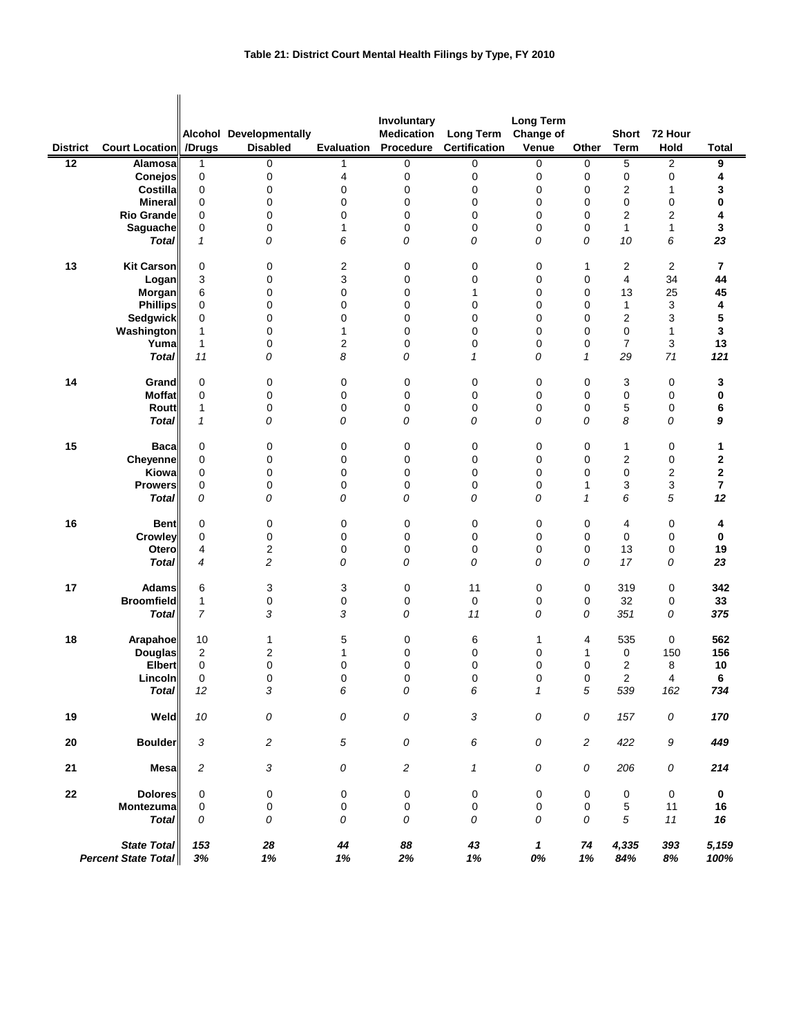**Table 21: District Court Mental Health Filings by Type, FY 2010**

| District | Court Location | Alcohol /Drugs | Developmentally Disabled | Evaluation | Involuntary Medication Procedure | Long Term Certification | Long Term Change of Venue | Other | Short Term | 72 Hour Hold | Total |
|---|---|---|---|---|---|---|---|---|---|---|---|
| 12 | **Alamosa** | 1 | 0 | 1 | 0 | 0 | 0 | 0 | 5 | 2 | **9** |
| | **Conejos** | 0 | 0 | 4 | 0 | 0 | 0 | 0 | 0 | 0 | **4** |
| | **Costilla** | 0 | 0 | 0 | 0 | 0 | 0 | 0 | 2 | 1 | **3** |
| | **Mineral** | 0 | 0 | 0 | 0 | 0 | 0 | 0 | 0 | 0 | **0** |
| | **Rio Grande** | 0 | 0 | 0 | 0 | 0 | 0 | 0 | 2 | 2 | **4** |
| | **Saguache** | 0 | 0 | 1 | 0 | 0 | 0 | 0 | 1 | 1 | **3** |
| | ***Total*** | *1* | *0* | *6* | *0* | *0* | *0* | *0* | *10* | *6* | ***23*** |
| 13 | **Kit Carson** | 0 | 0 | 2 | 0 | 0 | 0 | 1 | 2 | 2 | **7** |
| | **Logan** | 3 | 0 | 3 | 0 | 0 | 0 | 0 | 4 | 34 | **44** |
| | **Morgan** | 6 | 0 | 0 | 0 | 1 | 0 | 0 | 13 | 25 | **45** |
| | **Phillips** | 0 | 0 | 0 | 0 | 0 | 0 | 0 | 1 | 3 | **4** |
| | **Sedgwick** | 0 | 0 | 0 | 0 | 0 | 0 | 0 | 2 | 3 | **5** |
| | **Washington** | 1 | 0 | 1 | 0 | 0 | 0 | 0 | 0 | 1 | **3** |
| | **Yuma** | 1 | 0 | 2 | 0 | 0 | 0 | 0 | 7 | 3 | **13** |
| | ***Total*** | *11* | *0* | *8* | *0* | *1* | *0* | *1* | *29* | *71* | ***121*** |
| 14 | **Grand** | 0 | 0 | 0 | 0 | 0 | 0 | 0 | 3 | 0 | **3** |
| | **Moffat** | 0 | 0 | 0 | 0 | 0 | 0 | 0 | 0 | 0 | **0** |
| | **Routt** | 1 | 0 | 0 | 0 | 0 | 0 | 0 | 5 | 0 | **6** |
| | ***Total*** | *1* | *0* | *0* | *0* | *0* | *0* | *0* | *8* | *0* | ***9*** |
| 15 | **Baca** | 0 | 0 | 0 | 0 | 0 | 0 | 0 | 1 | 0 | **1** |
| | **Cheyenne** | 0 | 0 | 0 | 0 | 0 | 0 | 0 | 2 | 0 | **2** |
| | **Kiowa** | 0 | 0 | 0 | 0 | 0 | 0 | 0 | 0 | 2 | **2** |
| | **Prowers** | 0 | 0 | 0 | 0 | 0 | 0 | 1 | 3 | 3 | **7** |
| | ***Total*** | *0* | *0* | *0* | *0* | *0* | *0* | *1* | *6* | *5* | ***12*** |
| 16 | **Bent** | 0 | 0 | 0 | 0 | 0 | 0 | 0 | 4 | 0 | **4** |
| | **Crowley** | 0 | 0 | 0 | 0 | 0 | 0 | 0 | 0 | 0 | **0** |
| | **Otero** | 4 | 2 | 0 | 0 | 0 | 0 | 0 | 13 | 0 | **19** |
| | ***Total*** | *4* | *2* | *0* | *0* | *0* | *0* | *0* | *17* | *0* | ***23*** |
| 17 | **Adams** | 6 | 3 | 3 | 0 | 11 | 0 | 0 | 319 | 0 | **342** |
| | **Broomfield** | 1 | 0 | 0 | 0 | 0 | 0 | 0 | 32 | 0 | **33** |
| | ***Total*** | *7* | *3* | *3* | *0* | *11* | *0* | *0* | *351* | *0* | ***375*** |
| 18 | **Arapahoe** | 10 | 1 | 5 | 0 | 6 | 1 | 4 | 535 | 0 | **562** |
| | **Douglas** | 2 | 2 | 1 | 0 | 0 | 0 | 1 | 0 | 150 | **156** |
| | **Elbert** | 0 | 0 | 0 | 0 | 0 | 0 | 0 | 2 | 8 | **10** |
| | **Lincoln** | 0 | 0 | 0 | 0 | 0 | 0 | 0 | 2 | 4 | **6** |
| | ***Total*** | *12* | *3* | *6* | *0* | *6* | *1* | *5* | *539* | *162* | ***734*** |
| 19 | **Weld** | *10* | *0* | *0* | *0* | *3* | *0* | *0* | *157* | *0* | ***170*** |
| 20 | **Boulder** | *3* | *2* | *5* | *0* | *6* | *0* | *2* | *422* | *9* | ***449*** |
| 21 | **Mesa** | *2* | *3* | *0* | *2* | *1* | *0* | *0* | *206* | *0* | ***214*** |
| 22 | **Dolores** | 0 | 0 | 0 | 0 | 0 | 0 | 0 | 0 | 0 | **0** |
| | **Montezuma** | 0 | 0 | 0 | 0 | 0 | 0 | 0 | 5 | 11 | **16** |
| | ***Total*** | *0* | *0* | *0* | *0* | *0* | *0* | *0* | *5* | *11* | ***16*** |
| | ***State Total*** | ***153*** | ***28*** | ***44*** | ***88*** | ***43*** | ***1*** | ***74*** | ***4,335*** | ***393*** | ***5,159*** |
| | ***Percent State Total*** | ***3%*** | ***1%*** | ***1%*** | ***2%*** | ***1%*** | ***0%*** | ***1%*** | ***84%*** | ***8%*** | ***100%*** |